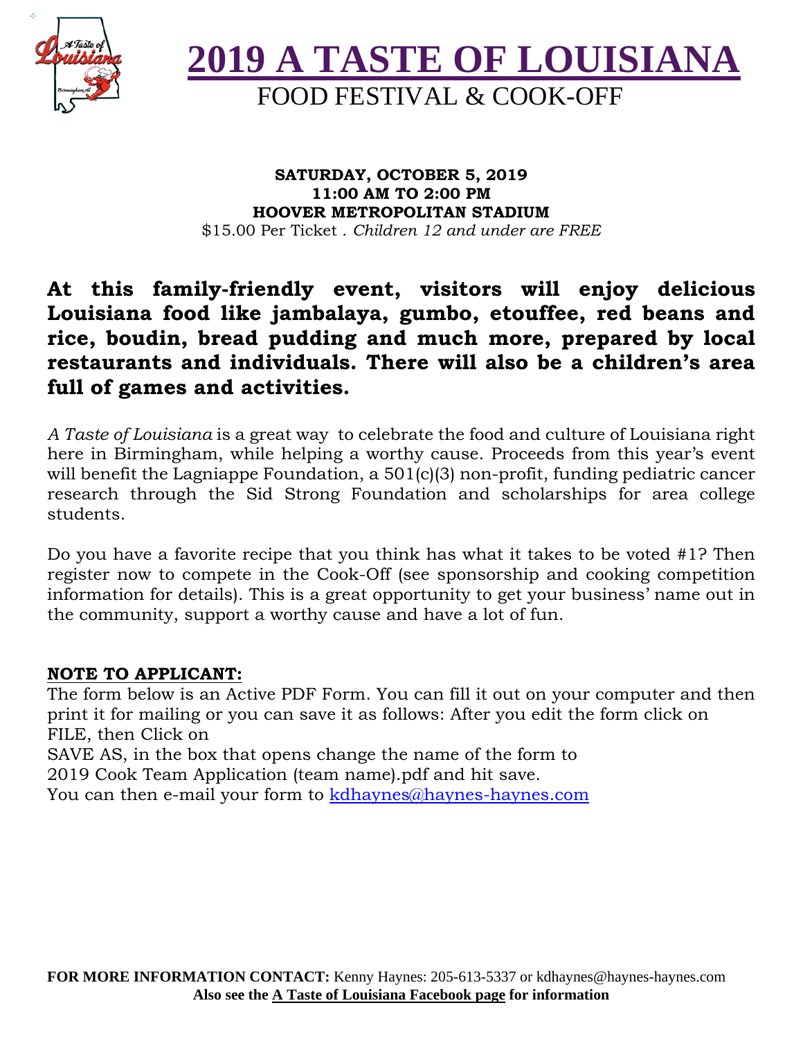# 2019 A TASTE OF LOUISIANA

## FOOD FESTIVAL & COOK-OFF

**SATURDAY, OCTOBER 5, 2019**
**11:00 AM TO 2:00 PM**
**HOOVER METROPOLITAN STADIUM**
$15.00 Per Ticket . *Children 12 and under are FREE*

**At this family-friendly event, visitors will enjoy delicious Louisiana food like jambalaya, gumbo, etouffee, red beans and rice, boudin, bread pudding and much more, prepared by local restaurants and individuals. There will also be a children's area full of games and activities.**

*A Taste of Louisiana* is a great way to celebrate the food and culture of Louisiana right here in Birmingham, while helping a worthy cause. Proceeds from this year's event will benefit the Lagniappe Foundation, a 501(c)(3) non-profit, funding pediatric cancer research through the Sid Strong Foundation and scholarships for area college students.

Do you have a favorite recipe that you think has what it takes to be voted #1? Then register now to compete in the Cook-Off (see sponsorship and cooking competition information for details). This is a great opportunity to get your business' name out in the community, support a worthy cause and have a lot of fun.

**NOTE TO APPLICANT:**
The form below is an Active PDF Form. You can fill it out on your computer and then print it for mailing or you can save it as follows: After you edit the form click on FILE, then Click on
SAVE AS, in the box that opens change the name of the form to
2019 Cook Team Application (team name).pdf and hit save.
You can then e-mail your form to kdhaynes@haynes-haynes.com

**FOR MORE INFORMATION CONTACT:** Kenny Haynes: 205-613-5337 or kdhaynes@haynes-haynes.com
**Also see the A Taste of Louisiana Facebook page for information**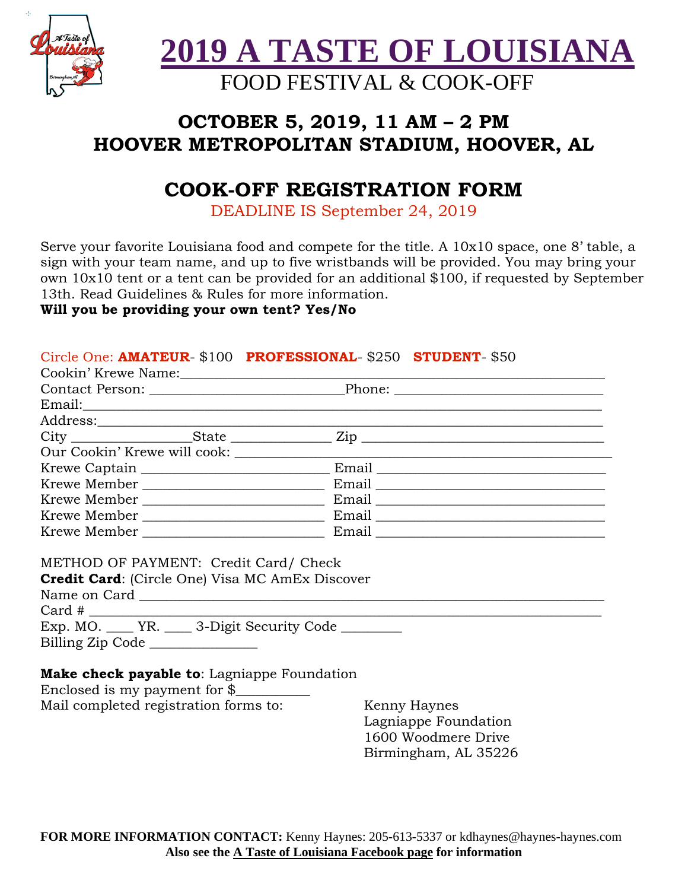# 2019 A TASTE OF LOUISIANA

FOOD FESTIVAL & COOK-OFF

## OCTOBER 5, 2019, 11 AM – 2 PM
## HOOVER METROPOLITAN STADIUM, HOOVER, AL

## COOK-OFF REGISTRATION FORM

DEADLINE IS September 24, 2019

Serve your favorite Louisiana food and compete for the title. A 10x10 space, one 8' table, a sign with your team name, and up to five wristbands will be provided. You may bring your own 10x10 tent or a tent can be provided for an additional $100, if requested by September 13th. Read Guidelines & Rules for more information.

**Will you be providing your own tent? Yes/No**

Circle One: **AMATEUR**- $100 **PROFESSIONAL**- $250 **STUDENT**- $50

Cookin' Krewe Name:_______________________________________________________

Contact Person: ___________________________Phone: ____________________________

Email:______________________________________________________________________

Address:____________________________________________________________________

City ________________State ______________ Zip ___________________________________

Our Cookin' Krewe will cook: ____________________________________________________

Krewe Captain _________________________ Email ______________________________

Krewe Member _________________________ Email ______________________________

Krewe Member _________________________ Email ______________________________

Krewe Member _________________________ Email ______________________________

Krewe Member _________________________ Email ______________________________

METHOD OF PAYMENT: Credit Card/ Check

**Credit Card**: (Circle One) Visa MC AmEx Discover

Name on Card ______________________________________________________________

Card # _____________________________________________________________________

Exp. MO. ____ YR. ____ 3-Digit Security Code ________

Billing Zip Code _______________

**Make check payable to**: Lagniappe Foundation

Enclosed is my payment for $__________

Mail completed registration forms to:

Kenny Haynes
Lagniappe Foundation
1600 Woodmere Drive
Birmingham, AL 35226

**FOR MORE INFORMATION CONTACT:** Kenny Haynes: 205-613-5337 or kdhaynes@haynes-haynes.com

**Also see the A Taste of Louisiana Facebook page for information**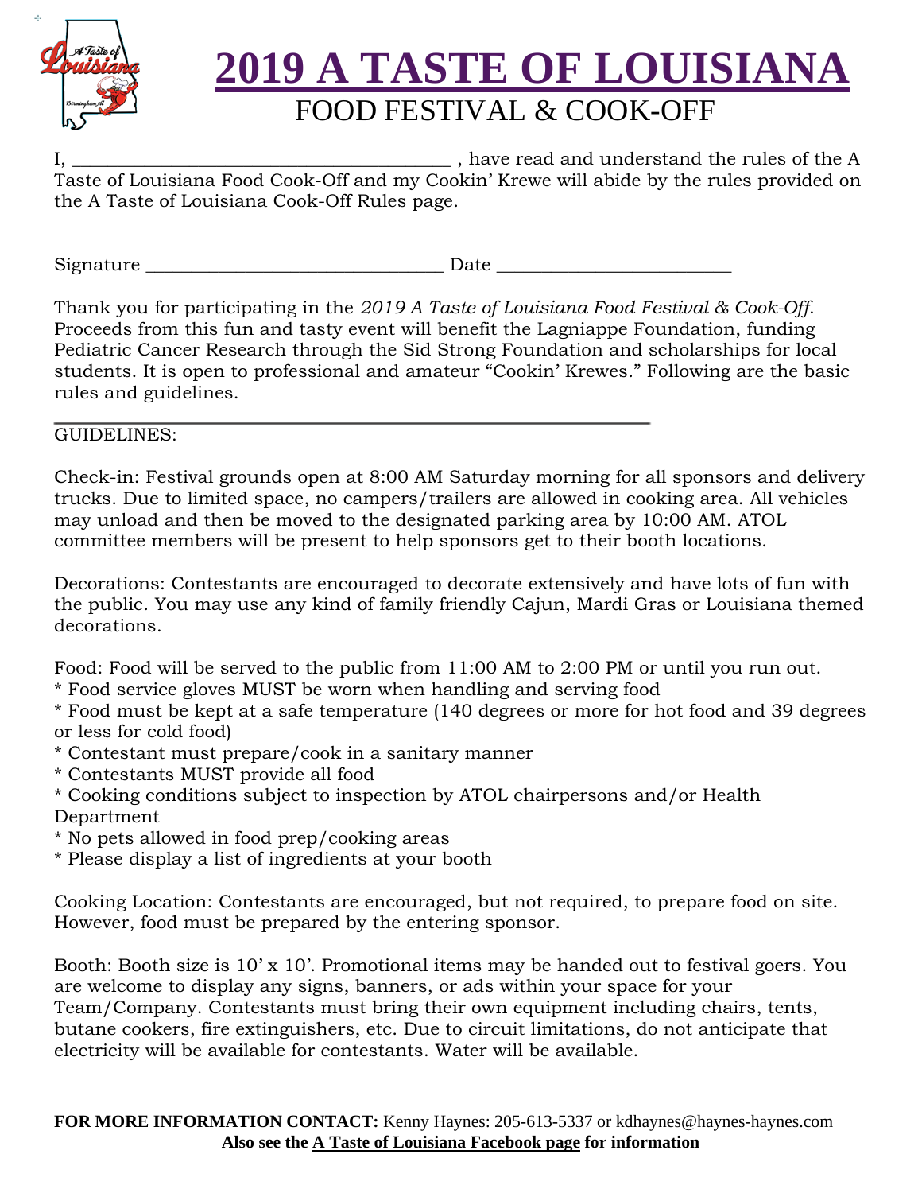# 2019 A TASTE OF LOUISIANA

## FOOD FESTIVAL & COOK-OFF

I, _________________________________________ , have read and understand the rules of the A Taste of Louisiana Food Cook-Off and my Cookin' Krewe will abide by the rules provided on the A Taste of Louisiana Cook-Off Rules page.

Signature ________________________________ Date _________________________

Thank you for participating in the *2019 A Taste of Louisiana Food Festival & Cook-Off*. Proceeds from this fun and tasty event will benefit the Lagniappe Foundation, funding Pediatric Cancer Research through the Sid Strong Foundation and scholarships for local students. It is open to professional and amateur "Cookin' Krewes." Following are the basic rules and guidelines.

---

GUIDELINES:

Check-in: Festival grounds open at 8:00 AM Saturday morning for all sponsors and delivery trucks. Due to limited space, no campers/trailers are allowed in cooking area. All vehicles may unload and then be moved to the designated parking area by 10:00 AM. ATOL committee members will be present to help sponsors get to their booth locations.

Decorations: Contestants are encouraged to decorate extensively and have lots of fun with the public. You may use any kind of family friendly Cajun, Mardi Gras or Louisiana themed decorations.

Food: Food will be served to the public from 11:00 AM to 2:00 PM or until you run out.

* Food service gloves MUST be worn when handling and serving food
* Food must be kept at a safe temperature (140 degrees or more for hot food and 39 degrees or less for cold food)
* Contestant must prepare/cook in a sanitary manner
* Contestants MUST provide all food
* Cooking conditions subject to inspection by ATOL chairpersons and/or Health Department
* No pets allowed in food prep/cooking areas
* Please display a list of ingredients at your booth

Cooking Location: Contestants are encouraged, but not required, to prepare food on site. However, food must be prepared by the entering sponsor.

Booth: Booth size is 10' x 10'. Promotional items may be handed out to festival goers. You are welcome to display any signs, banners, or ads within your space for your Team/Company. Contestants must bring their own equipment including chairs, tents, butane cookers, fire extinguishers, etc. Due to circuit limitations, do not anticipate that electricity will be available for contestants. Water will be available.

**FOR MORE INFORMATION CONTACT:** Kenny Haynes: 205-613-5337 or kdhaynes@haynes-haynes.com
**Also see the A Taste of Louisiana Facebook page for information**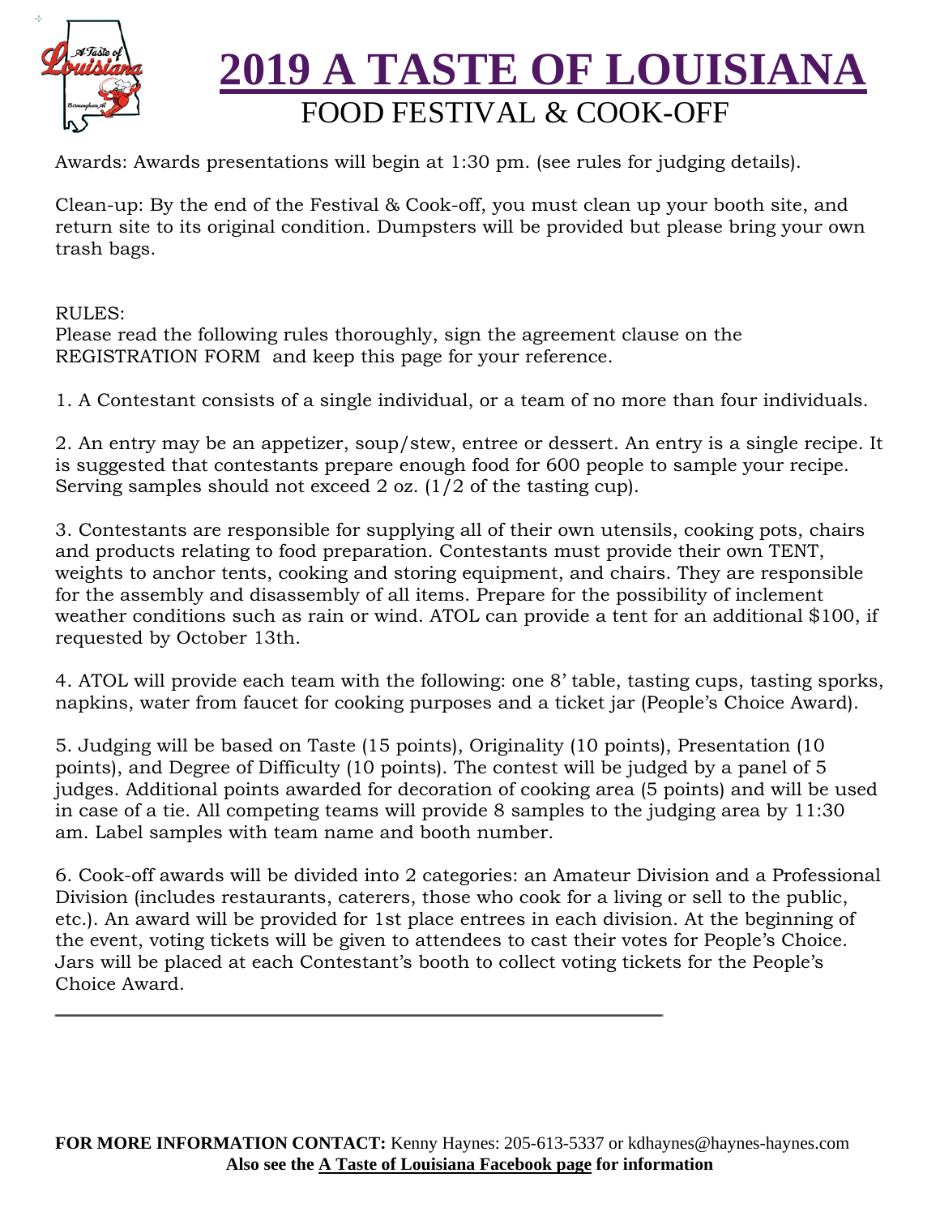# 2019 A TASTE OF LOUISIANA

## FOOD FESTIVAL & COOK-OFF

Awards: Awards presentations will begin at 1:30 pm. (see rules for judging details).

Clean-up: By the end of the Festival & Cook-off, you must clean up your booth site, and return site to its original condition. Dumpsters will be provided but please bring your own trash bags.

RULES:
Please read the following rules thoroughly, sign the agreement clause on the REGISTRATION FORM and keep this page for your reference.

1. A Contestant consists of a single individual, or a team of no more than four individuals.

2. An entry may be an appetizer, soup/stew, entree or dessert. An entry is a single recipe. It is suggested that contestants prepare enough food for 600 people to sample your recipe. Serving samples should not exceed 2 oz. (1/2 of the tasting cup).

3. Contestants are responsible for supplying all of their own utensils, cooking pots, chairs and products relating to food preparation. Contestants must provide their own TENT, weights to anchor tents, cooking and storing equipment, and chairs. They are responsible for the assembly and disassembly of all items. Prepare for the possibility of inclement weather conditions such as rain or wind. ATOL can provide a tent for an additional $100, if requested by October 13th.

4. ATOL will provide each team with the following: one 8' table, tasting cups, tasting sporks, napkins, water from faucet for cooking purposes and a ticket jar (People's Choice Award).

5. Judging will be based on Taste (15 points), Originality (10 points), Presentation (10 points), and Degree of Difficulty (10 points). The contest will be judged by a panel of 5 judges. Additional points awarded for decoration of cooking area (5 points) and will be used in case of a tie. All competing teams will provide 8 samples to the judging area by 11:30 am. Label samples with team name and booth number.

6. Cook-off awards will be divided into 2 categories: an Amateur Division and a Professional Division (includes restaurants, caterers, those who cook for a living or sell to the public, etc.). An award will be provided for 1st place entrees in each division. At the beginning of the event, voting tickets will be given to attendees to cast their votes for People's Choice. Jars will be placed at each Contestant's booth to collect voting tickets for the People's Choice Award.

---

**FOR MORE INFORMATION CONTACT:** Kenny Haynes: 205-613-5337 or kdhaynes@haynes-haynes.com
**Also see the A Taste of Louisiana Facebook page for information**